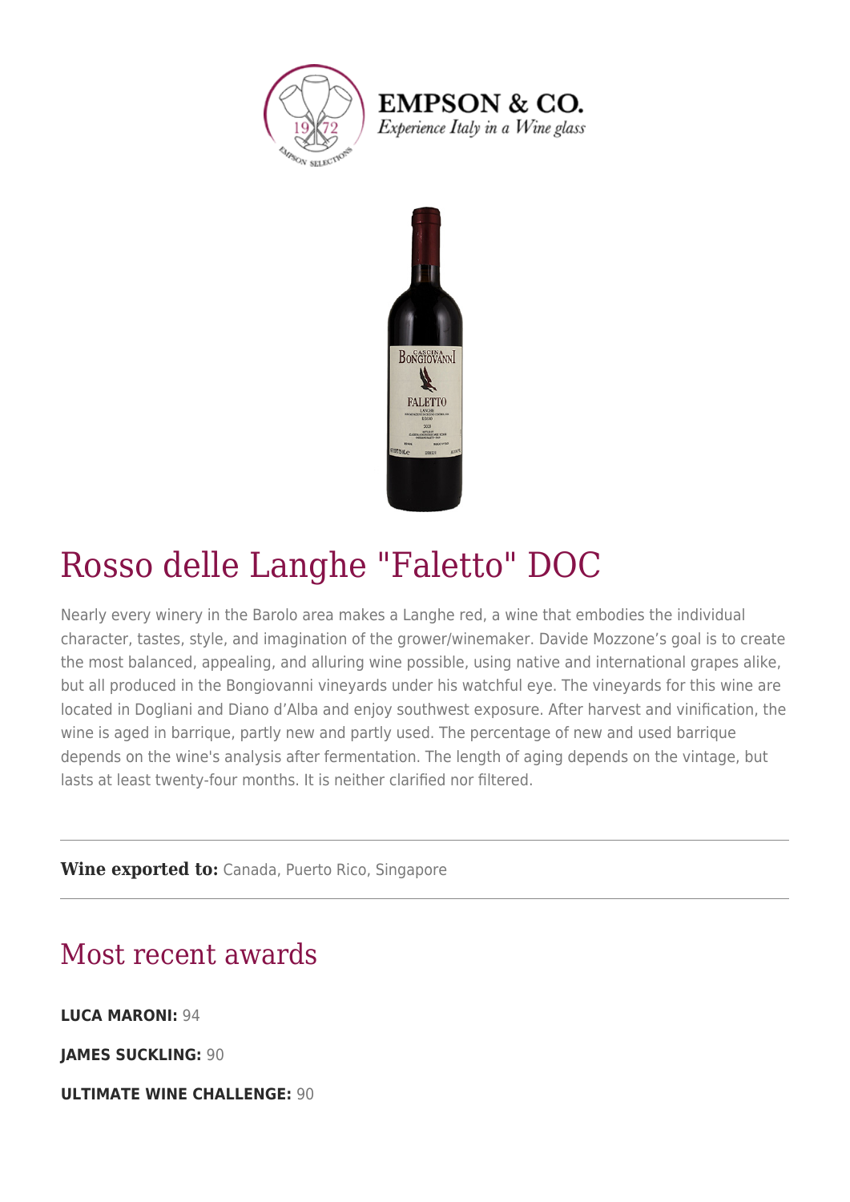# Rosso delle Langhe "Faletto" DOC

Nearly every winery in the Barolo area makes a Langhe red, a wine that embodies the individual character, tastes, style, and imagination of the grower/winemaker. Davide Mozzone's goal is to create the most balanced, appealing, and alluring wine possible, using native and international grapes alike, but all produced in the Bongiovanni vineyards under his watchful eye. The vineyards for this wine are located in Dogliani and Diano d'Alba and enjoy southwest exposure. After harvest and vinification, the wine is aged in barrique, partly new and partly used. The percentage of new and used barrique depends on the wine's analysis after fermentation. The length of aging depends on the vintage, but lasts at least twenty-four months. It is neither clarified nor filtered.

---

**Wine exported to:** Canada, Puerto Rico, Singapore

---

## Most recent awards

**LUCA MARONI:** 94

**JAMES SUCKLING:** 90

**ULTIMATE WINE CHALLENGE:** 90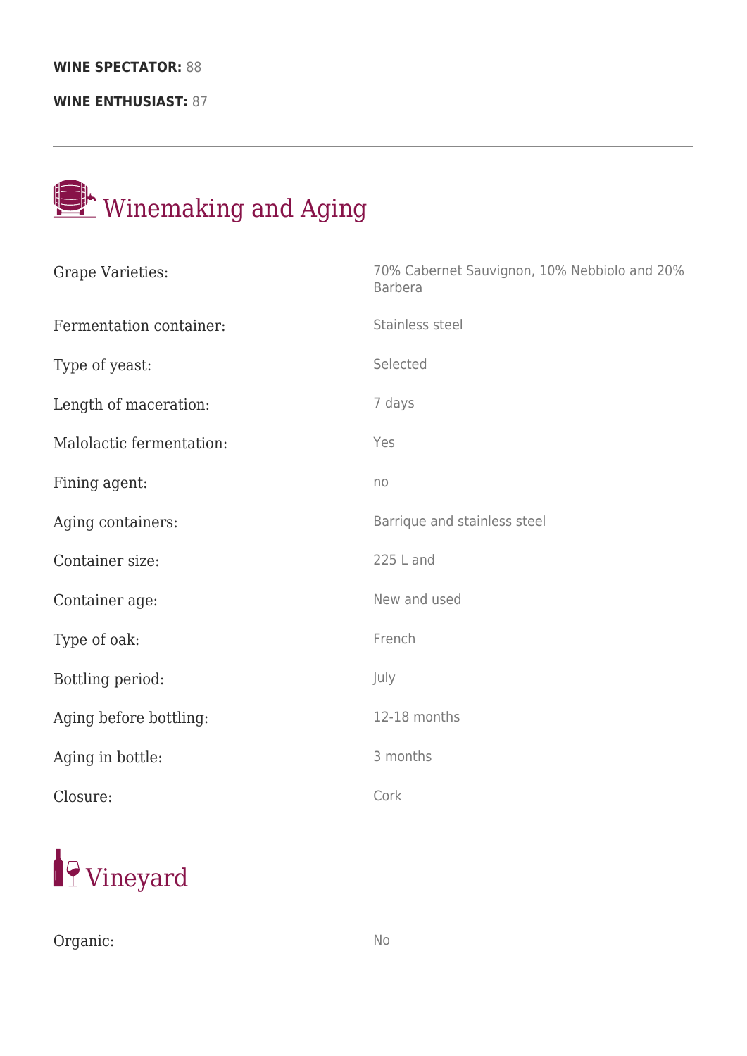**WINE SPECTATOR:** 88

**WINE ENTHUSIAST:** 87

---

## Winemaking and Aging

| | |
|---|---|
| Grape Varieties: | 70% Cabernet Sauvignon, 10% Nebbiolo and 20% Barbera |
| Fermentation container: | Stainless steel |
| Type of yeast: | Selected |
| Length of maceration: | 7 days |
| Malolactic fermentation: | Yes |
| Fining agent: | no |
| Aging containers: | Barrique and stainless steel |
| Container size: | 225 L and |
| Container age: | New and used |
| Type of oak: | French |
| Bottling period: | July |
| Aging before bottling: | 12-18 months |
| Aging in bottle: | 3 months |
| Closure: | Cork |

## Vineyard

| | |
|---|---|
| Organic: | No |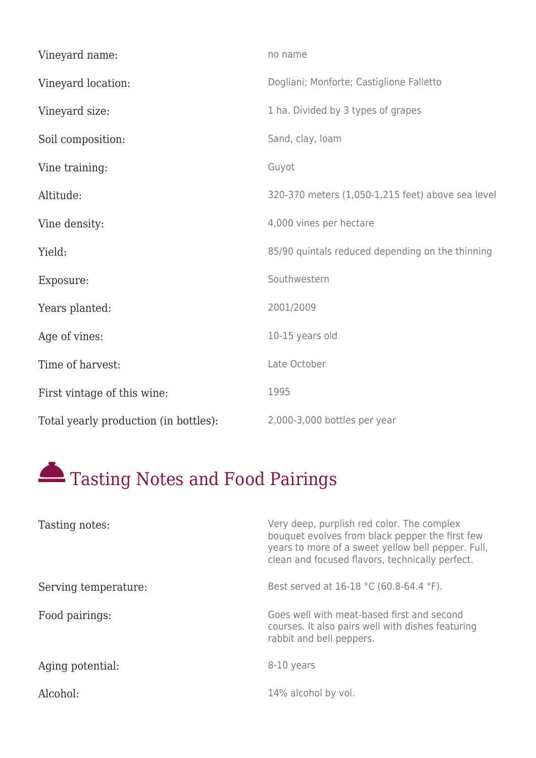| | |
|---|---|
| Vineyard name: | no name |
| Vineyard location: | Dogliani; Monforte; Castiglione Falletto |
| Vineyard size: | 1 ha. Divided by 3 types of grapes |
| Soil composition: | Sand, clay, loam |
| Vine training: | Guyot |
| Altitude: | 320-370 meters (1,050-1,215 feet) above sea level |
| Vine density: | 4,000 vines per hectare |
| Yield: | 85/90 quintals reduced depending on the thinning |
| Exposure: | Southwestern |
| Years planted: | 2001/2009 |
| Age of vines: | 10-15 years old |
| Time of harvest: | Late October |
| First vintage of this wine: | 1995 |
| Total yearly production (in bottles): | 2,000-3,000 bottles per year |

## Tasting Notes and Food Pairings

| | |
|---|---|
| Tasting notes: | Very deep, purplish red color. The complex bouquet evolves from black pepper the first few years to more of a sweet yellow bell pepper. Full, clean and focused flavors, technically perfect. |
| Serving temperature: | Best served at 16-18 °C (60.8-64.4 °F). |
| Food pairings: | Goes well with meat-based first and second courses. It also pairs well with dishes featuring rabbit and bell peppers. |
| Aging potential: | 8-10 years |
| Alcohol: | 14% alcohol by vol. |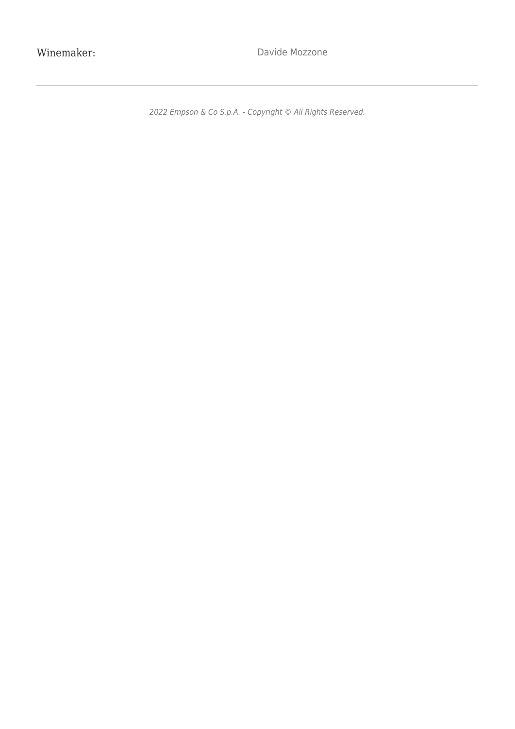| | |
|---|---|
| Winemaker: | Davide Mozzone |

---

*2022 Empson & Co S.p.A. - Copyright © All Rights Reserved.*